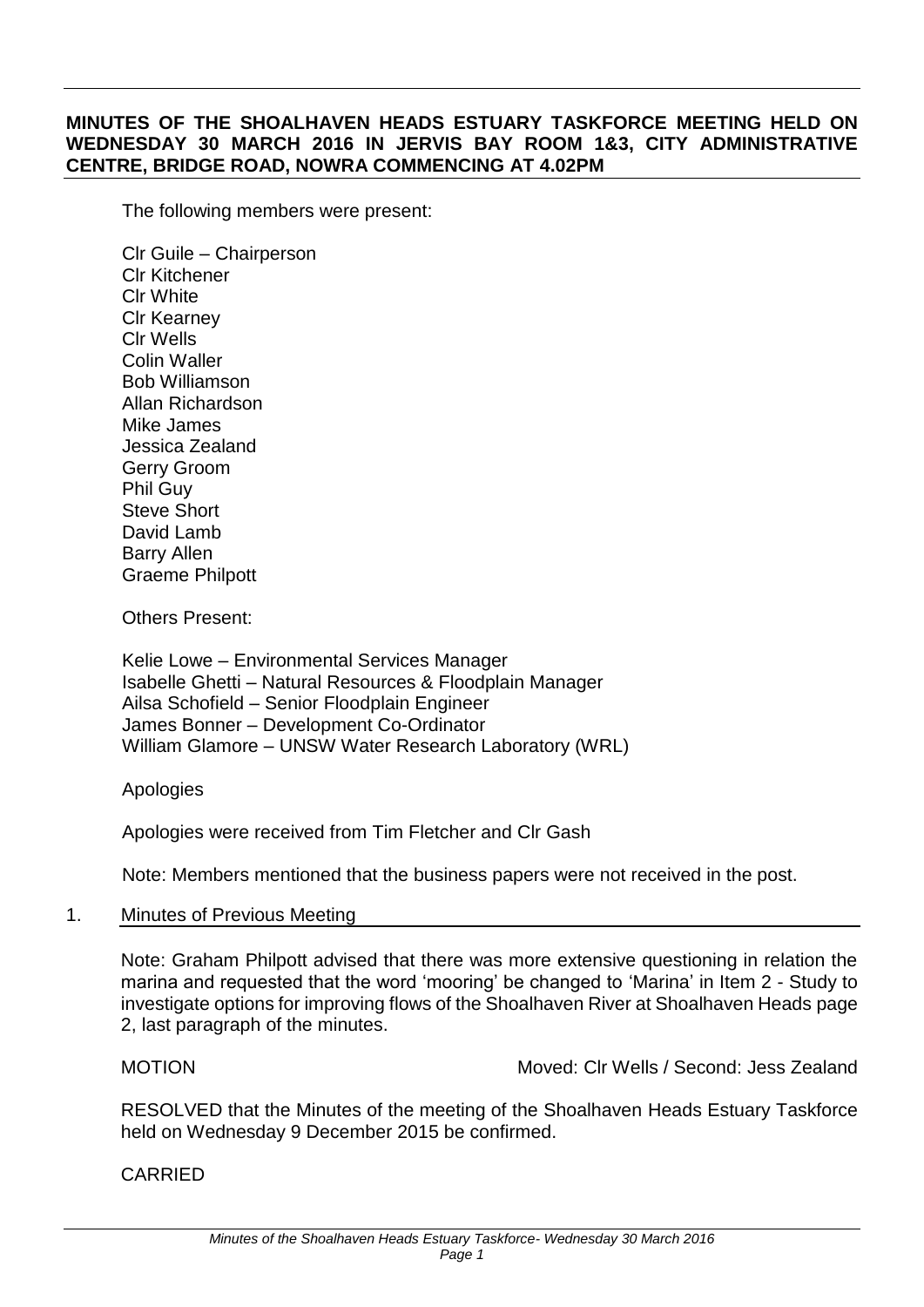**MINUTES OF THE SHOALHAVEN HEADS ESTUARY TASKFORCE MEETING HELD ON WEDNESDAY 30 MARCH 2016 IN JERVIS BAY ROOM 1&3, CITY ADMINISTRATIVE CENTRE, BRIDGE ROAD, NOWRA COMMENCING AT 4.02PM**

The following members were present:

Clr Guile – Chairperson
Clr Kitchener
Clr White
Clr Kearney
Clr Wells
Colin Waller
Bob Williamson
Allan Richardson
Mike James
Jessica Zealand
Gerry Groom
Phil Guy
Steve Short
David Lamb
Barry Allen
Graeme Philpott

Others Present:

Kelie Lowe – Environmental Services Manager
Isabelle Ghetti – Natural Resources & Floodplain Manager
Ailsa Schofield – Senior Floodplain Engineer
James Bonner – Development Co-Ordinator
William Glamore – UNSW Water Research Laboratory (WRL)

Apologies

Apologies were received from Tim Fletcher and Clr Gash

Note: Members mentioned that the business papers were not received in the post.

## 1. Minutes of Previous Meeting

Note: Graham Philpott advised that there was more extensive questioning in relation the marina and requested that the word 'mooring' be changed to 'Marina' in Item 2 - Study to investigate options for improving flows of the Shoalhaven River at Shoalhaven Heads page 2, last paragraph of the minutes.

MOTION — Moved: Clr Wells / Second: Jess Zealand

RESOLVED that the Minutes of the meeting of the Shoalhaven Heads Estuary Taskforce held on Wednesday 9 December 2015 be confirmed.

CARRIED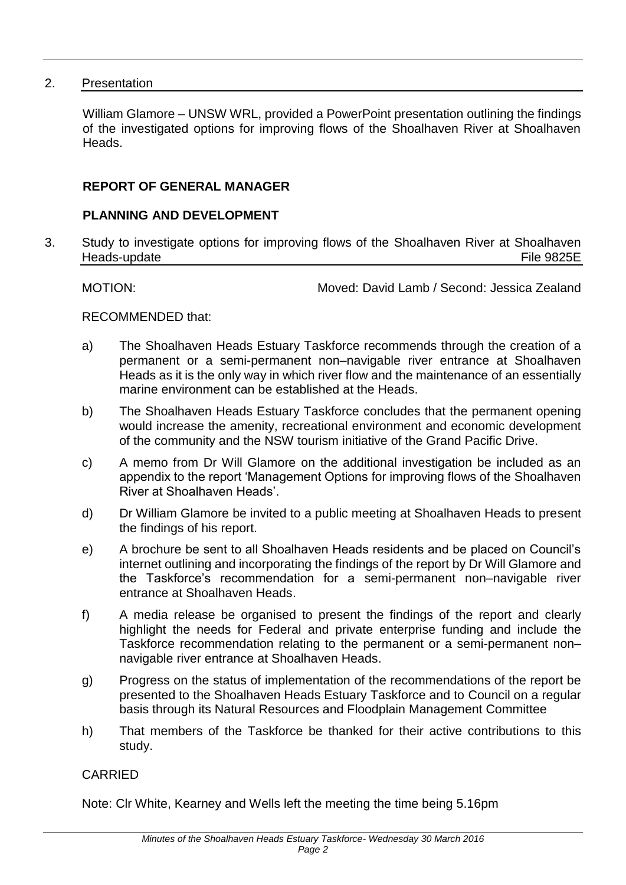## 2. Presentation

William Glamore – UNSW WRL, provided a PowerPoint presentation outlining the findings of the investigated options for improving flows of the Shoalhaven River at Shoalhaven Heads.

**REPORT OF GENERAL MANAGER**

**PLANNING AND DEVELOPMENT**

## 3. Study to investigate options for improving flows of the Shoalhaven River at Shoalhaven Heads-update File 9825E

MOTION: Moved: David Lamb / Second: Jessica Zealand

RECOMMENDED that:

a) The Shoalhaven Heads Estuary Taskforce recommends through the creation of a permanent or a semi-permanent non–navigable river entrance at Shoalhaven Heads as it is the only way in which river flow and the maintenance of an essentially marine environment can be established at the Heads.

b) The Shoalhaven Heads Estuary Taskforce concludes that the permanent opening would increase the amenity, recreational environment and economic development of the community and the NSW tourism initiative of the Grand Pacific Drive.

c) A memo from Dr Will Glamore on the additional investigation be included as an appendix to the report 'Management Options for improving flows of the Shoalhaven River at Shoalhaven Heads'.

d) Dr William Glamore be invited to a public meeting at Shoalhaven Heads to present the findings of his report.

e) A brochure be sent to all Shoalhaven Heads residents and be placed on Council's internet outlining and incorporating the findings of the report by Dr Will Glamore and the Taskforce's recommendation for a semi-permanent non–navigable river entrance at Shoalhaven Heads.

f) A media release be organised to present the findings of the report and clearly highlight the needs for Federal and private enterprise funding and include the Taskforce recommendation relating to the permanent or a semi-permanent non–navigable river entrance at Shoalhaven Heads.

g) Progress on the status of implementation of the recommendations of the report be presented to the Shoalhaven Heads Estuary Taskforce and to Council on a regular basis through its Natural Resources and Floodplain Management Committee

h) That members of the Taskforce be thanked for their active contributions to this study.

CARRIED

Note: Clr White, Kearney and Wells left the meeting the time being 5.16pm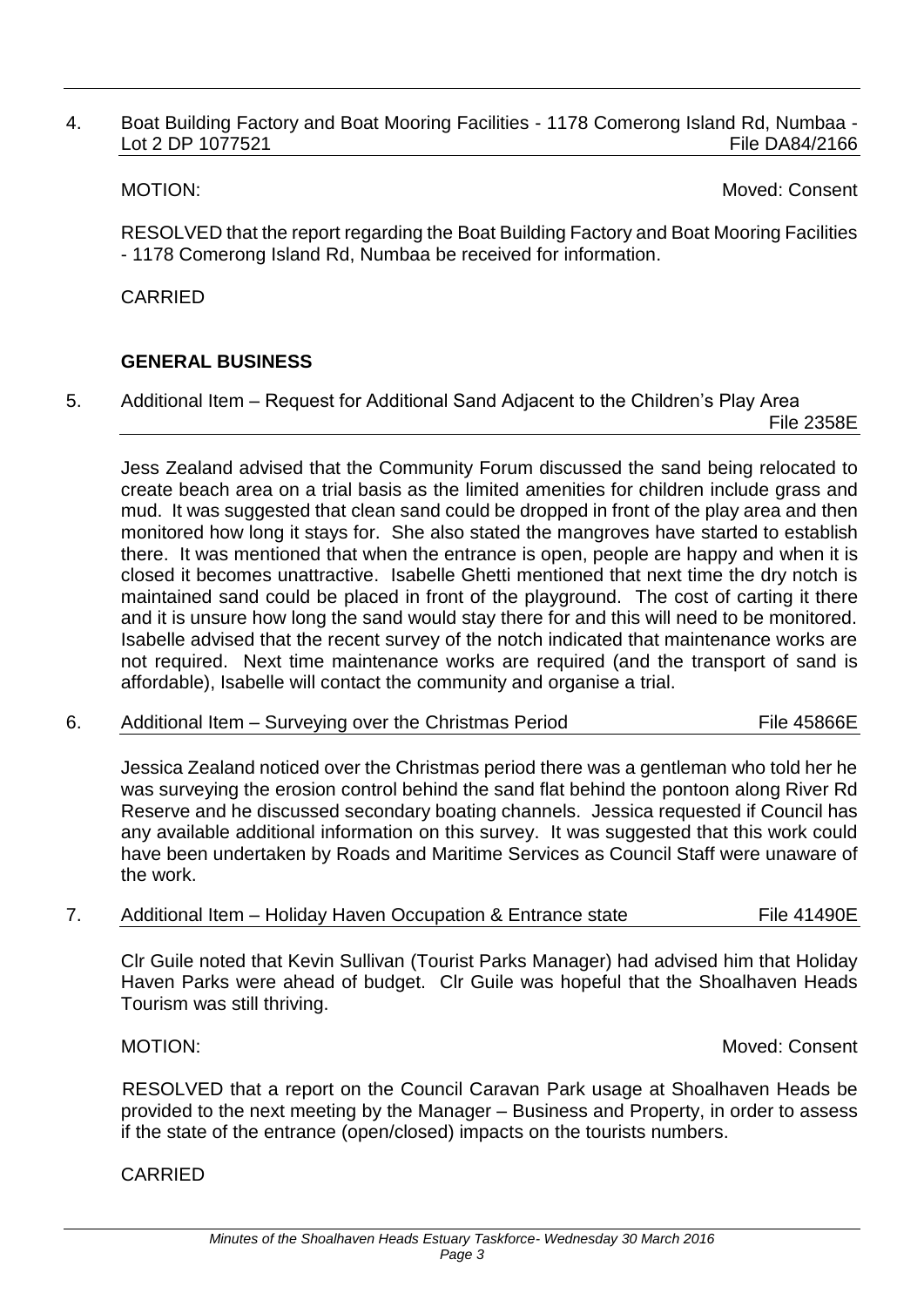4. Boat Building Factory and Boat Mooring Facilities - 1178 Comerong Island Rd, Numbaa - Lot 2 DP 1077521 File DA84/2166

MOTION: Moved: Consent

RESOLVED that the report regarding the Boat Building Factory and Boat Mooring Facilities - 1178 Comerong Island Rd, Numbaa be received for information.

CARRIED

## GENERAL BUSINESS

5. Additional Item – Request for Additional Sand Adjacent to the Children's Play Area File 2358E

Jess Zealand advised that the Community Forum discussed the sand being relocated to create beach area on a trial basis as the limited amenities for children include grass and mud. It was suggested that clean sand could be dropped in front of the play area and then monitored how long it stays for. She also stated the mangroves have started to establish there. It was mentioned that when the entrance is open, people are happy and when it is closed it becomes unattractive. Isabelle Ghetti mentioned that next time the dry notch is maintained sand could be placed in front of the playground. The cost of carting it there and it is unsure how long the sand would stay there for and this will need to be monitored. Isabelle advised that the recent survey of the notch indicated that maintenance works are not required. Next time maintenance works are required (and the transport of sand is affordable), Isabelle will contact the community and organise a trial.

6. Additional Item – Surveying over the Christmas Period File 45866E

Jessica Zealand noticed over the Christmas period there was a gentleman who told her he was surveying the erosion control behind the sand flat behind the pontoon along River Rd Reserve and he discussed secondary boating channels. Jessica requested if Council has any available additional information on this survey. It was suggested that this work could have been undertaken by Roads and Maritime Services as Council Staff were unaware of the work.

7. Additional Item – Holiday Haven Occupation & Entrance state File 41490E

Clr Guile noted that Kevin Sullivan (Tourist Parks Manager) had advised him that Holiday Haven Parks were ahead of budget. Clr Guile was hopeful that the Shoalhaven Heads Tourism was still thriving.

MOTION: Moved: Consent

RESOLVED that a report on the Council Caravan Park usage at Shoalhaven Heads be provided to the next meeting by the Manager – Business and Property, in order to assess if the state of the entrance (open/closed) impacts on the tourists numbers.

CARRIED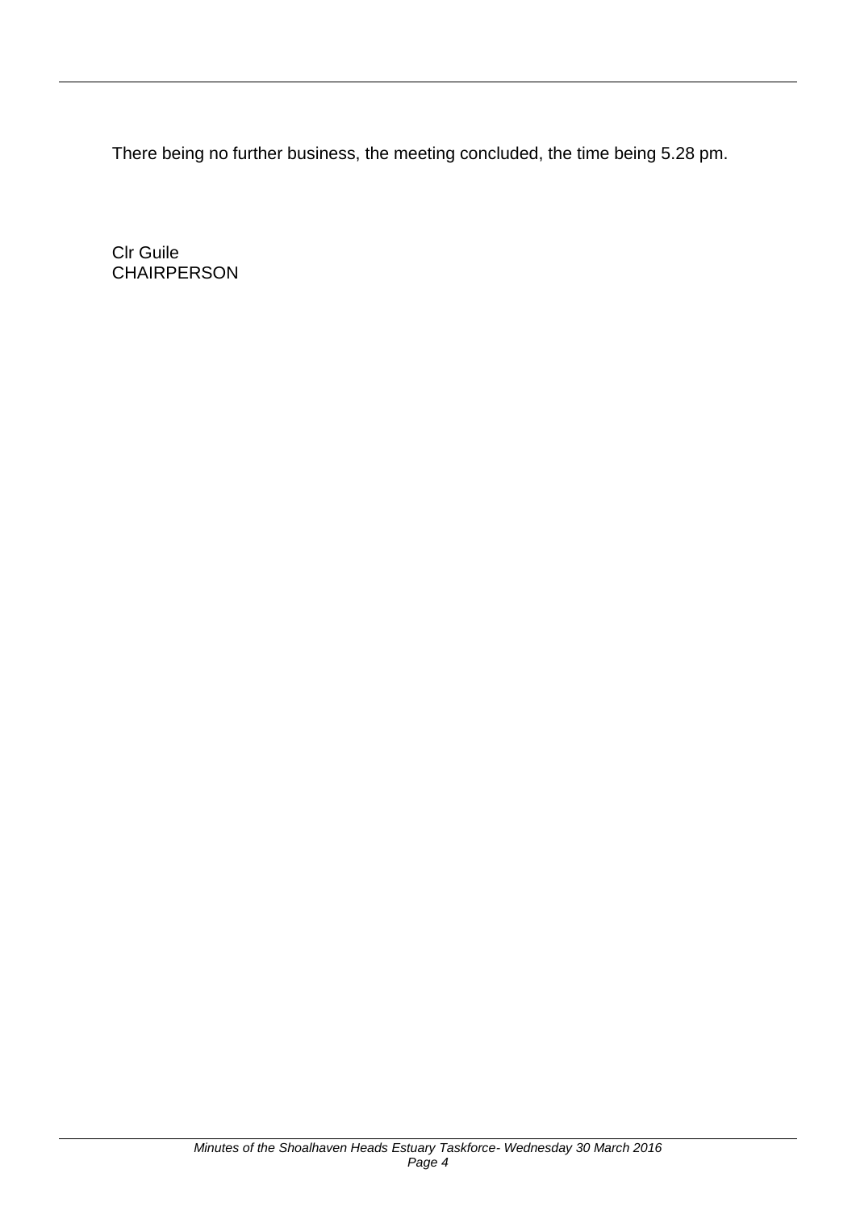There being no further business, the meeting concluded, the time being 5.28 pm.

Clr Guile
CHAIRPERSON